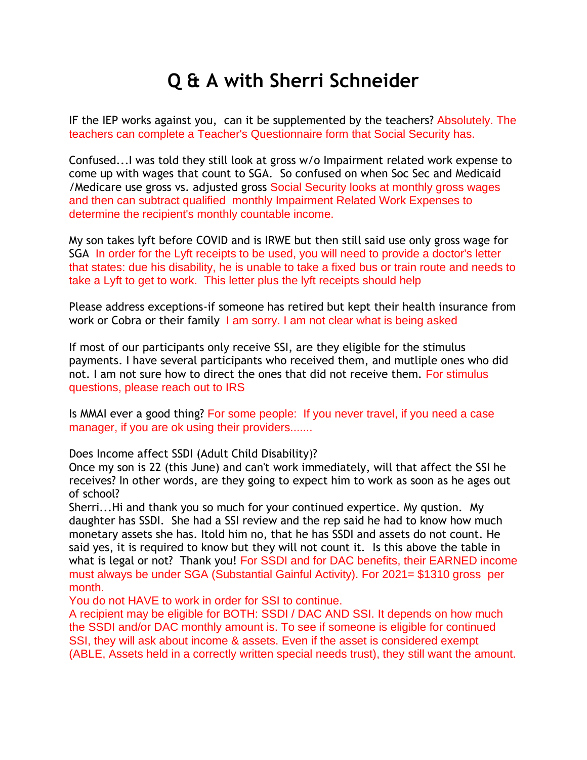# Q & A with Sherri Schneider

IF the IEP works against you, can it be supplemented by the teachers? Absolutely. The teachers can complete a Teacher's Questionnaire form that Social Security has.

Confused...I was told they still look at gross w/o Impairment related work expense to come up with wages that count to SGA. So confused on when Soc Sec and Medicaid /Medicare use gross vs. adjusted gross Social Security looks at monthly gross wages and then can subtract qualified monthly Impairment Related Work Expenses to determine the recipient's monthly countable income.

My son takes lyft before COVID and is IRWE but then still said use only gross wage for SGA In order for the Lyft receipts to be used, you will need to provide a doctor's letter that states: due his disability, he is unable to take a fixed bus or train route and needs to take a Lyft to get to work. This letter plus the lyft receipts should help

Please address exceptions-if someone has retired but kept their health insurance from work or Cobra or their family I am sorry. I am not clear what is being asked

If most of our participants only receive SSI, are they eligible for the stimulus payments. I have several participants who received them, and mutliple ones who did not. I am not sure how to direct the ones that did not receive them. For stimulus questions, please reach out to IRS

Is MMAI ever a good thing? For some people: If you never travel, if you need a case manager, if you are ok using their providers.......

Does Income affect SSDI (Adult Child Disability)?
Once my son is 22 (this June) and can't work immediately, will that affect the SSI he receives? In other words, are they going to expect him to work as soon as he ages out of school?
Sherri...Hi and thank you so much for your continued expertice. My qustion. My daughter has SSDI. She had a SSI review and the rep said he had to know how much monetary assets she has. Itold him no, that he has SSDI and assets do not count. He said yes, it is required to know but they will not count it. Is this above the table in what is legal or not? Thank you! For SSDI and for DAC benefits, their EARNED income must always be under SGA (Substantial Gainful Activity). For 2021= $1310 gross per month.
You do not HAVE to work in order for SSI to continue.
A recipient may be eligible for BOTH: SSDI / DAC AND SSI. It depends on how much the SSDI and/or DAC monthly amount is. To see if someone is eligible for continued SSI, they will ask about income & assets. Even if the asset is considered exempt (ABLE, Assets held in a correctly written special needs trust), they still want the amount.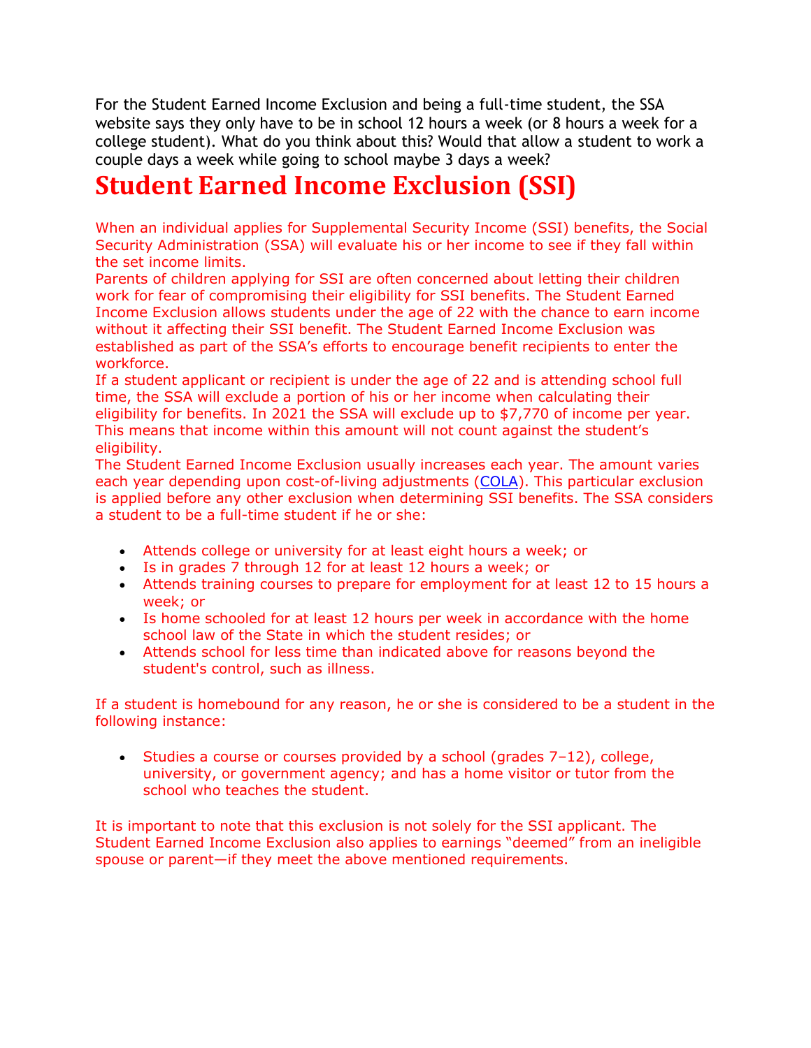For the Student Earned Income Exclusion and being a full-time student, the SSA website says they only have to be in school 12 hours a week (or 8 hours a week for a college student). What do you think about this? Would that allow a student to work a couple days a week while going to school maybe 3 days a week?

# Student Earned Income Exclusion (SSI)

When an individual applies for Supplemental Security Income (SSI) benefits, the Social Security Administration (SSA) will evaluate his or her income to see if they fall within the set income limits.

Parents of children applying for SSI are often concerned about letting their children work for fear of compromising their eligibility for SSI benefits. The Student Earned Income Exclusion allows students under the age of 22 with the chance to earn income without it affecting their SSI benefit. The Student Earned Income Exclusion was established as part of the SSA's efforts to encourage benefit recipients to enter the workforce.

If a student applicant or recipient is under the age of 22 and is attending school full time, the SSA will exclude a portion of his or her income when calculating their eligibility for benefits. In 2021 the SSA will exclude up to $7,770 of income per year. This means that income within this amount will not count against the student's eligibility.

The Student Earned Income Exclusion usually increases each year. The amount varies each year depending upon cost-of-living adjustments (COLA). This particular exclusion is applied before any other exclusion when determining SSI benefits. The SSA considers a student to be a full-time student if he or she:

- Attends college or university for at least eight hours a week; or
- Is in grades 7 through 12 for at least 12 hours a week; or
- Attends training courses to prepare for employment for at least 12 to 15 hours a week; or
- Is home schooled for at least 12 hours per week in accordance with the home school law of the State in which the student resides; or
- Attends school for less time than indicated above for reasons beyond the student's control, such as illness.

If a student is homebound for any reason, he or she is considered to be a student in the following instance:

- Studies a course or courses provided by a school (grades 7–12), college, university, or government agency; and has a home visitor or tutor from the school who teaches the student.

It is important to note that this exclusion is not solely for the SSI applicant. The Student Earned Income Exclusion also applies to earnings "deemed" from an ineligible spouse or parent—if they meet the above mentioned requirements.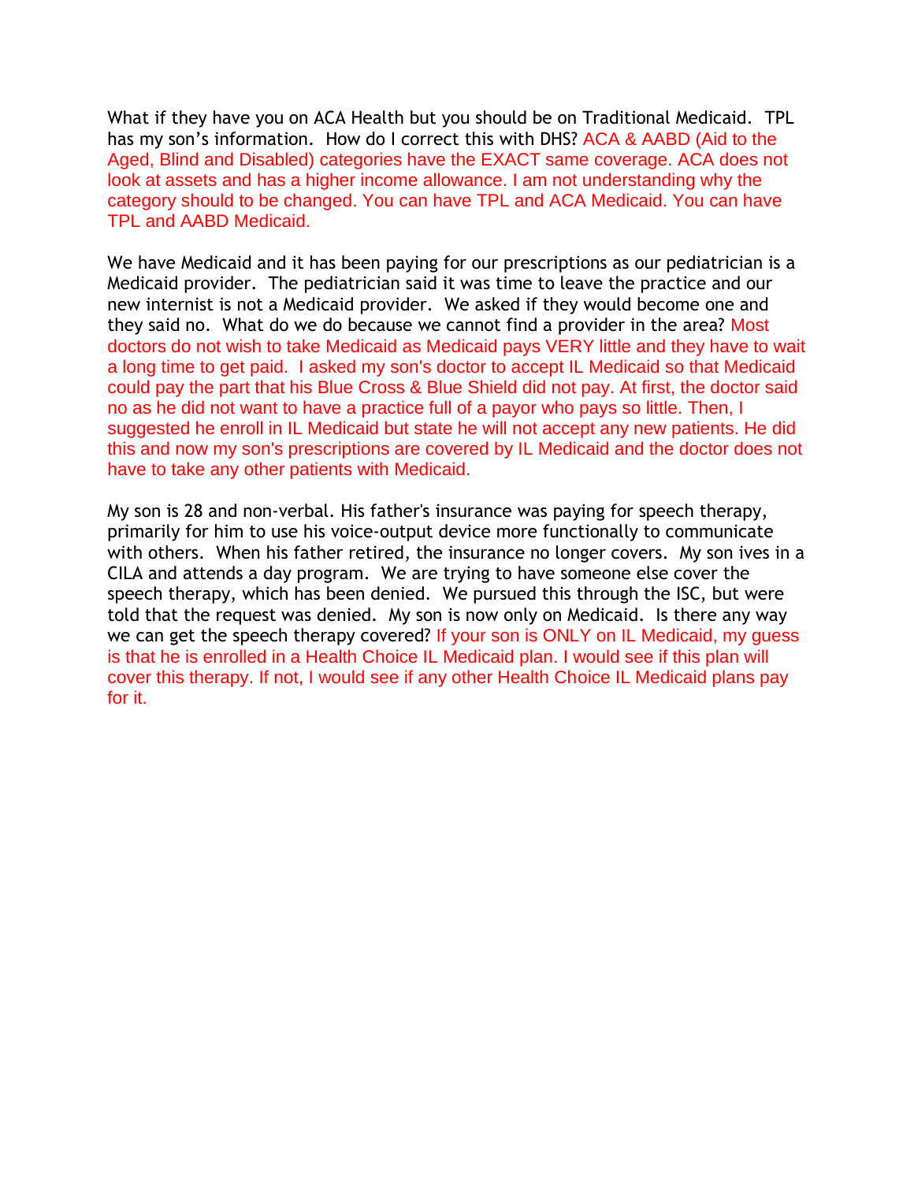What if they have you on ACA Health but you should be on Traditional Medicaid. TPL has my son's information. How do I correct this with DHS? ACA & AABD (Aid to the Aged, Blind and Disabled) categories have the EXACT same coverage. ACA does not look at assets and has a higher income allowance. I am not understanding why the category should to be changed. You can have TPL and ACA Medicaid. You can have TPL and AABD Medicaid.

We have Medicaid and it has been paying for our prescriptions as our pediatrician is a Medicaid provider. The pediatrician said it was time to leave the practice and our new internist is not a Medicaid provider. We asked if they would become one and they said no. What do we do because we cannot find a provider in the area? Most doctors do not wish to take Medicaid as Medicaid pays VERY little and they have to wait a long time to get paid. I asked my son's doctor to accept IL Medicaid so that Medicaid could pay the part that his Blue Cross & Blue Shield did not pay. At first, the doctor said no as he did not want to have a practice full of a payor who pays so little. Then, I suggested he enroll in IL Medicaid but state he will not accept any new patients. He did this and now my son's prescriptions are covered by IL Medicaid and the doctor does not have to take any other patients with Medicaid.

My son is 28 and non-verbal. His father's insurance was paying for speech therapy, primarily for him to use his voice-output device more functionally to communicate with others. When his father retired, the insurance no longer covers. My son ives in a CILA and attends a day program. We are trying to have someone else cover the speech therapy, which has been denied. We pursued this through the ISC, but were told that the request was denied. My son is now only on Medicaid. Is there any way we can get the speech therapy covered? If your son is ONLY on IL Medicaid, my guess is that he is enrolled in a Health Choice IL Medicaid plan. I would see if this plan will cover this therapy. If not, I would see if any other Health Choice IL Medicaid plans pay for it.